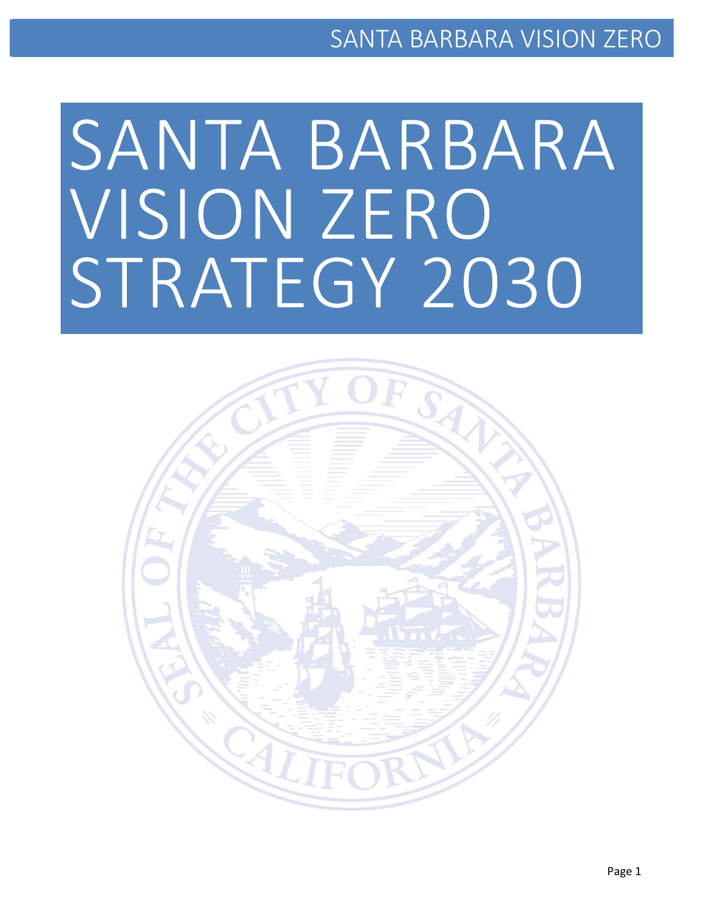# SANTA BARBARA VISION ZERO STRATEGY 2030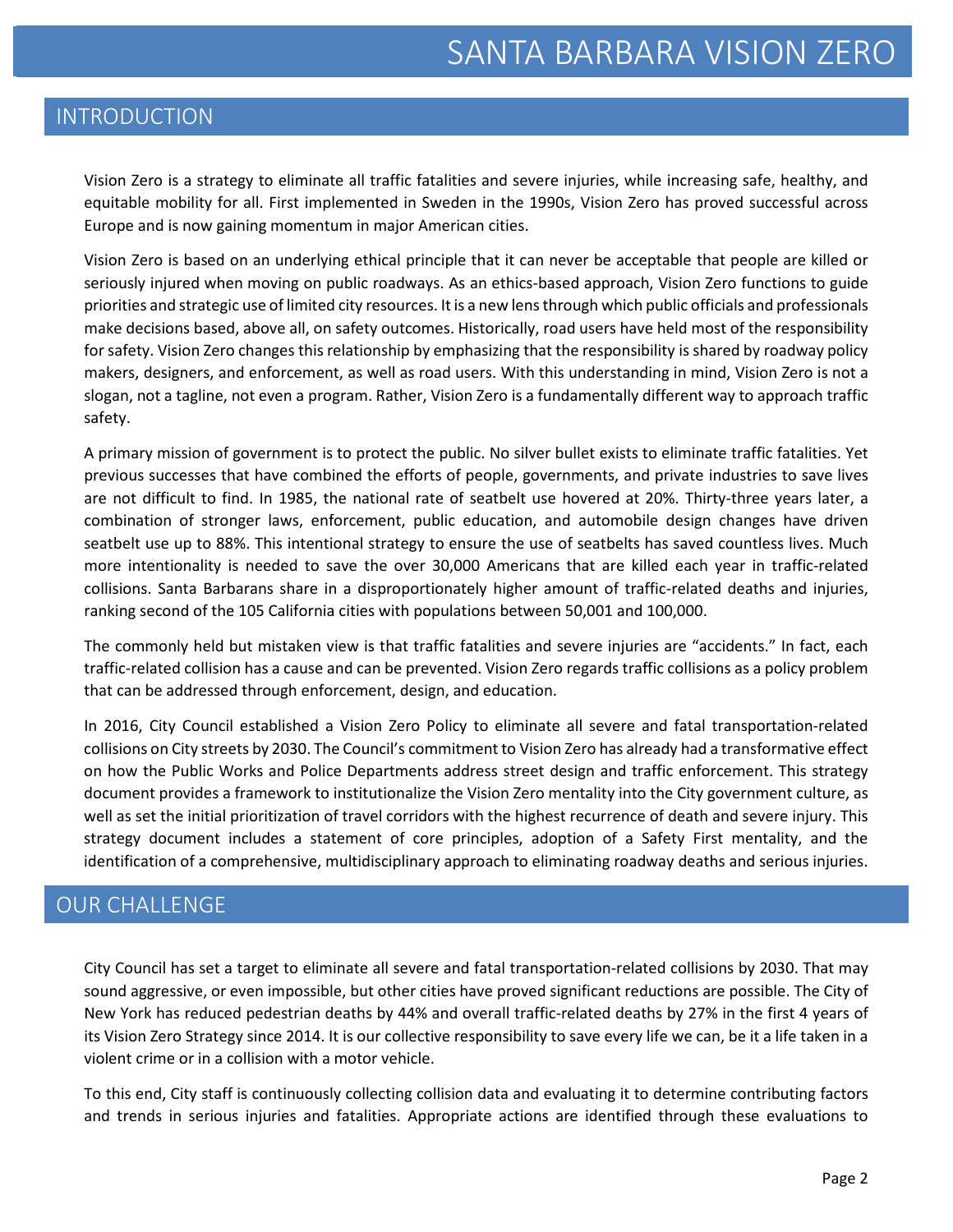## INTRODUCTION

Vision Zero is a strategy to eliminate all traffic fatalities and severe injuries, while increasing safe, healthy, and equitable mobility for all. First implemented in Sweden in the 1990s, Vision Zero has proved successful across Europe and is now gaining momentum in major American cities.

Vision Zero is based on an underlying ethical principle that it can never be acceptable that people are killed or seriously injured when moving on public roadways. As an ethics-based approach, Vision Zero functions to guide priorities and strategic use of limited city resources. It is a new lens through which public officials and professionals make decisions based, above all, on safety outcomes. Historically, road users have held most of the responsibility for safety. Vision Zero changes this relationship by emphasizing that the responsibility is shared by roadway policy makers, designers, and enforcement, as well as road users. With this understanding in mind, Vision Zero is not a slogan, not a tagline, not even a program. Rather, Vision Zero is a fundamentally different way to approach traffic safety.

A primary mission of government is to protect the public. No silver bullet exists to eliminate traffic fatalities. Yet previous successes that have combined the efforts of people, governments, and private industries to save lives are not difficult to find. In 1985, the national rate of seatbelt use hovered at 20%. Thirty-three years later, a combination of stronger laws, enforcement, public education, and automobile design changes have driven seatbelt use up to 88%. This intentional strategy to ensure the use of seatbelts has saved countless lives. Much more intentionality is needed to save the over 30,000 Americans that are killed each year in traffic-related collisions. Santa Barbarans share in a disproportionately higher amount of traffic-related deaths and injuries, ranking second of the 105 California cities with populations between 50,001 and 100,000.

The commonly held but mistaken view is that traffic fatalities and severe injuries are "accidents." In fact, each traffic-related collision has a cause and can be prevented. Vision Zero regards traffic collisions as a policy problem that can be addressed through enforcement, design, and education.

In 2016, City Council established a Vision Zero Policy to eliminate all severe and fatal transportation-related collisions on City streets by 2030. The Council's commitment to Vision Zero has already had a transformative effect on how the Public Works and Police Departments address street design and traffic enforcement. This strategy document provides a framework to institutionalize the Vision Zero mentality into the City government culture, as well as set the initial prioritization of travel corridors with the highest recurrence of death and severe injury. This strategy document includes a statement of core principles, adoption of a Safety First mentality, and the identification of a comprehensive, multidisciplinary approach to eliminating roadway deaths and serious injuries.

## OUR CHALLENGE

City Council has set a target to eliminate all severe and fatal transportation-related collisions by 2030. That may sound aggressive, or even impossible, but other cities have proved significant reductions are possible. The City of New York has reduced pedestrian deaths by 44% and overall traffic-related deaths by 27% in the first 4 years of its Vision Zero Strategy since 2014. It is our collective responsibility to save every life we can, be it a life taken in a violent crime or in a collision with a motor vehicle.

To this end, City staff is continuously collecting collision data and evaluating it to determine contributing factors and trends in serious injuries and fatalities. Appropriate actions are identified through these evaluations to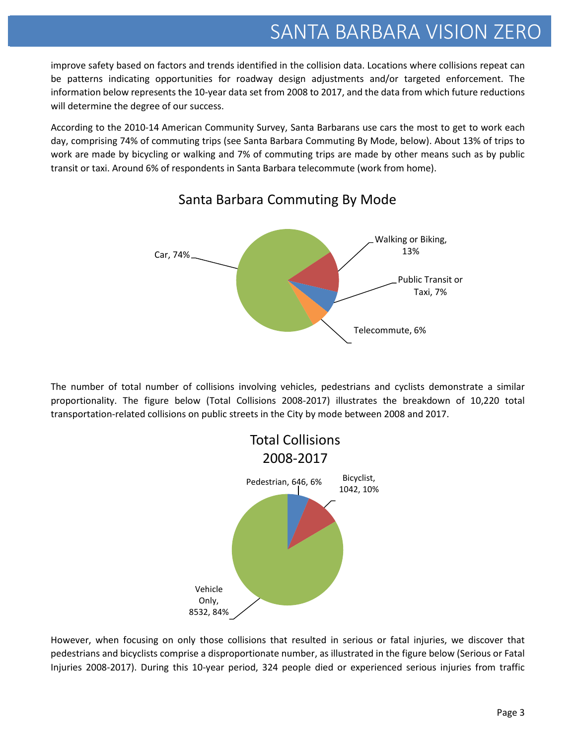improve safety based on factors and trends identified in the collision data. Locations where collisions repeat can be patterns indicating opportunities for roadway design adjustments and/or targeted enforcement. The information below represents the 10-year data set from 2008 to 2017, and the data from which future reductions will determine the degree of our success.

According to the 2010-14 American Community Survey, Santa Barbarans use cars the most to get to work each day, comprising 74% of commuting trips (see Santa Barbara Commuting By Mode, below). About 13% of trips to work are made by bicycling or walking and 7% of commuting trips are made by other means such as by public transit or taxi. Around 6% of respondents in Santa Barbara telecommute (work from home).

**Santa Barbara Commuting By Mode**

- Car, 74%
- Walking or Biking, 13%
- Public Transit or Taxi, 7%
- Telecommute, 6%

The number of total number of collisions involving vehicles, pedestrians and cyclists demonstrate a similar proportionality. The figure below (Total Collisions 2008-2017) illustrates the breakdown of 10,220 total transportation-related collisions on public streets in the City by mode between 2008 and 2017.

**Total Collisions 2008-2017**

- Pedestrian, 646, 6%
- Bicyclist, 1042, 10%
- Vehicle Only, 8532, 84%

However, when focusing on only those collisions that resulted in serious or fatal injuries, we discover that pedestrians and bicyclists comprise a disproportionate number, as illustrated in the figure below (Serious or Fatal Injuries 2008-2017). During this 10-year period, 324 people died or experienced serious injuries from traffic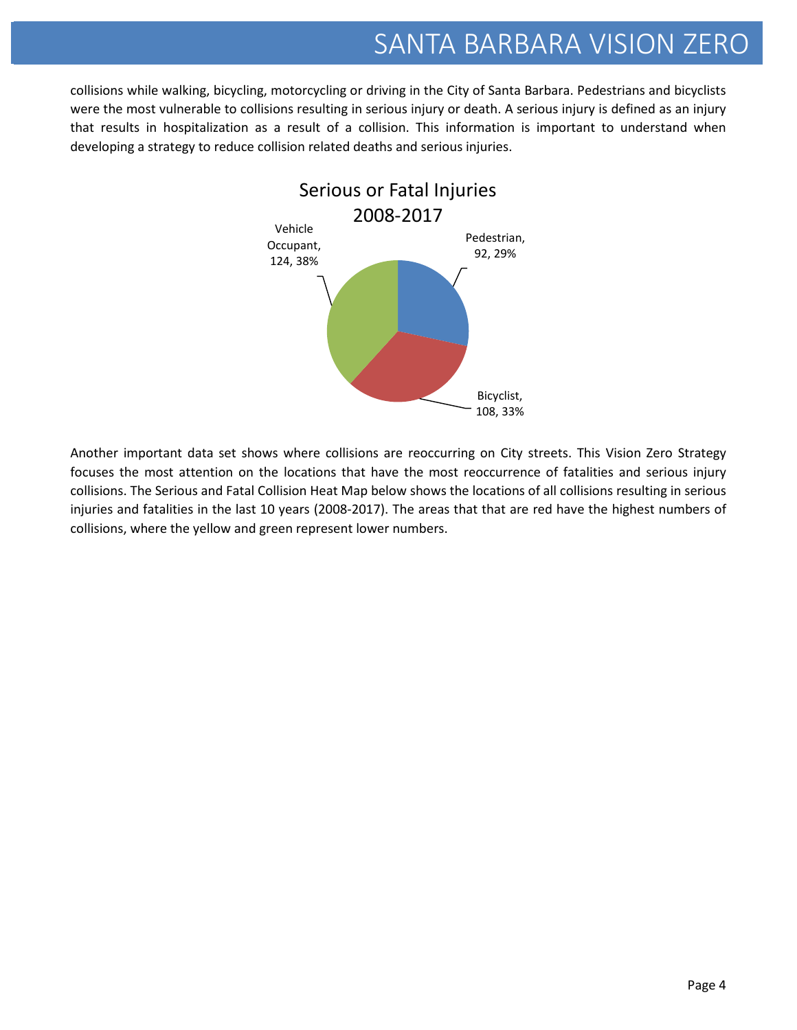collisions while walking, bicycling, motorcycling or driving in the City of Santa Barbara. Pedestrians and bicyclists were the most vulnerable to collisions resulting in serious injury or death. A serious injury is defined as an injury that results in hospitalization as a result of a collision. This information is important to understand when developing a strategy to reduce collision related deaths and serious injuries.

**Serious or Fatal Injuries 2008-2017**

| Category | Count | Percent |
|---|---|---|
| Pedestrian | 92 | 29% |
| Bicyclist | 108 | 33% |
| Vehicle Occupant | 124 | 38% |

Another important data set shows where collisions are reoccurring on City streets. This Vision Zero Strategy focuses the most attention on the locations that have the most reoccurrence of fatalities and serious injury collisions. The Serious and Fatal Collision Heat Map below shows the locations of all collisions resulting in serious injuries and fatalities in the last 10 years (2008-2017). The areas that that are red have the highest numbers of collisions, where the yellow and green represent lower numbers.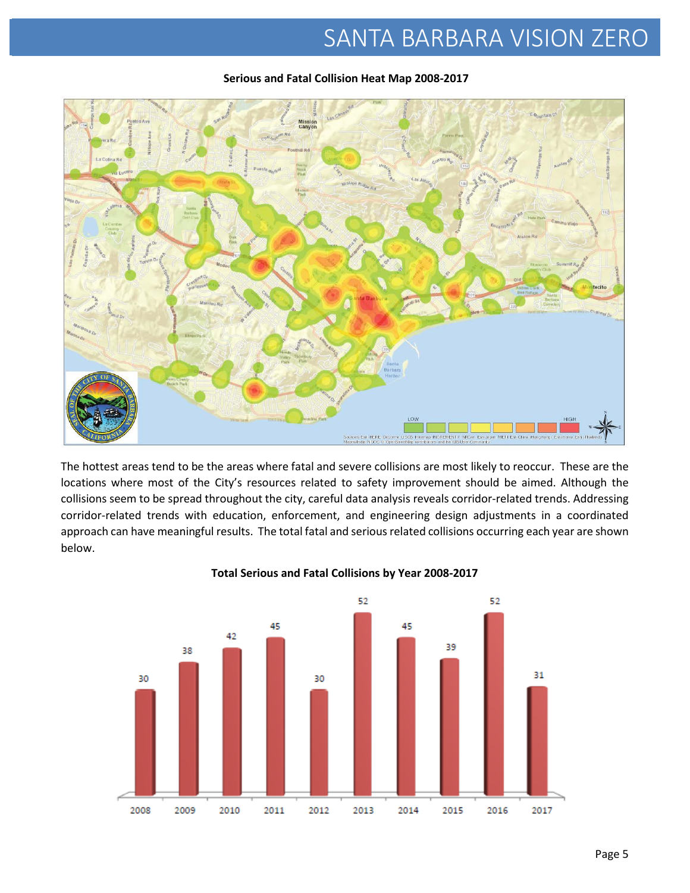**Serious and Fatal Collision Heat Map 2008-2017**

The hottest areas tend to be the areas where fatal and severe collisions are most likely to reoccur. These are the locations where most of the City's resources related to safety improvement should be aimed. Although the collisions seem to be spread throughout the city, careful data analysis reveals corridor-related trends. Addressing corridor-related trends with education, enforcement, and engineering design adjustments in a coordinated approach can have meaningful results. The total fatal and serious related collisions occurring each year are shown below.

**Total Serious and Fatal Collisions by Year 2008-2017**

| Year | 2008 | 2009 | 2010 | 2011 | 2012 | 2013 | 2014 | 2015 | 2016 | 2017 |
|---|---|---|---|---|---|---|---|---|---|---|
| Collisions | 30 | 38 | 42 | 45 | 30 | 52 | 45 | 39 | 52 | 31 |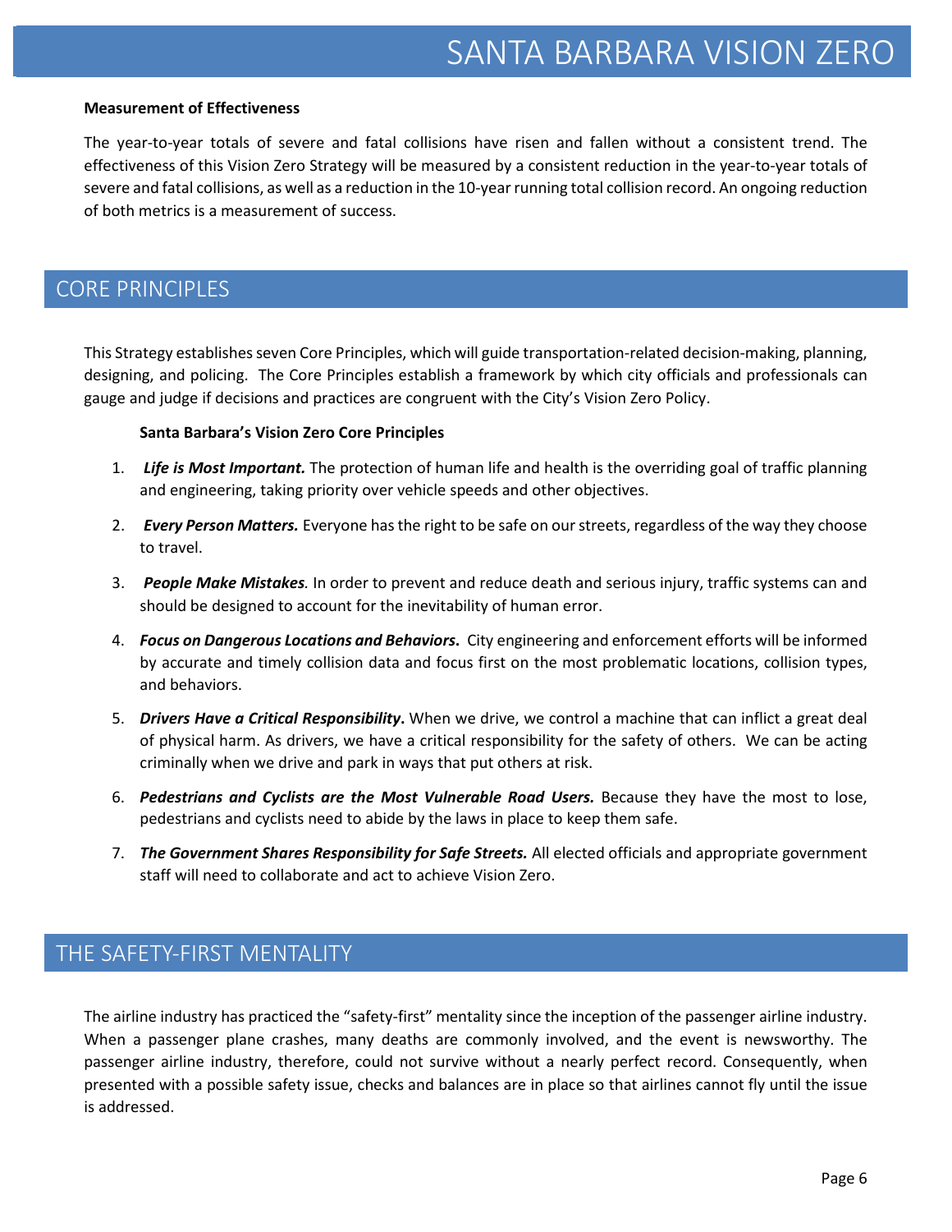**Measurement of Effectiveness**

The year-to-year totals of severe and fatal collisions have risen and fallen without a consistent trend. The effectiveness of this Vision Zero Strategy will be measured by a consistent reduction in the year-to-year totals of severe and fatal collisions, as well as a reduction in the 10-year running total collision record. An ongoing reduction of both metrics is a measurement of success.

## CORE PRINCIPLES

This Strategy establishes seven Core Principles, which will guide transportation-related decision-making, planning, designing, and policing. The Core Principles establish a framework by which city officials and professionals can gauge and judge if decisions and practices are congruent with the City's Vision Zero Policy.

**Santa Barbara's Vision Zero Core Principles**

1. ***Life is Most Important.*** The protection of human life and health is the overriding goal of traffic planning and engineering, taking priority over vehicle speeds and other objectives.
2. ***Every Person Matters.*** Everyone has the right to be safe on our streets, regardless of the way they choose to travel.
3. ***People Make Mistakes.*** In order to prevent and reduce death and serious injury, traffic systems can and should be designed to account for the inevitability of human error.
4. ***Focus on Dangerous Locations and Behaviors*****.** City engineering and enforcement efforts will be informed by accurate and timely collision data and focus first on the most problematic locations, collision types, and behaviors.
5. ***Drivers Have a Critical Responsibility*****.** When we drive, we control a machine that can inflict a great deal of physical harm. As drivers, we have a critical responsibility for the safety of others. We can be acting criminally when we drive and park in ways that put others at risk.
6. ***Pedestrians and Cyclists are the Most Vulnerable Road Users.*** Because they have the most to lose, pedestrians and cyclists need to abide by the laws in place to keep them safe.
7. ***The Government Shares Responsibility for Safe Streets.*** All elected officials and appropriate government staff will need to collaborate and act to achieve Vision Zero.

## THE SAFETY-FIRST MENTALITY

The airline industry has practiced the "safety-first" mentality since the inception of the passenger airline industry. When a passenger plane crashes, many deaths are commonly involved, and the event is newsworthy. The passenger airline industry, therefore, could not survive without a nearly perfect record. Consequently, when presented with a possible safety issue, checks and balances are in place so that airlines cannot fly until the issue is addressed.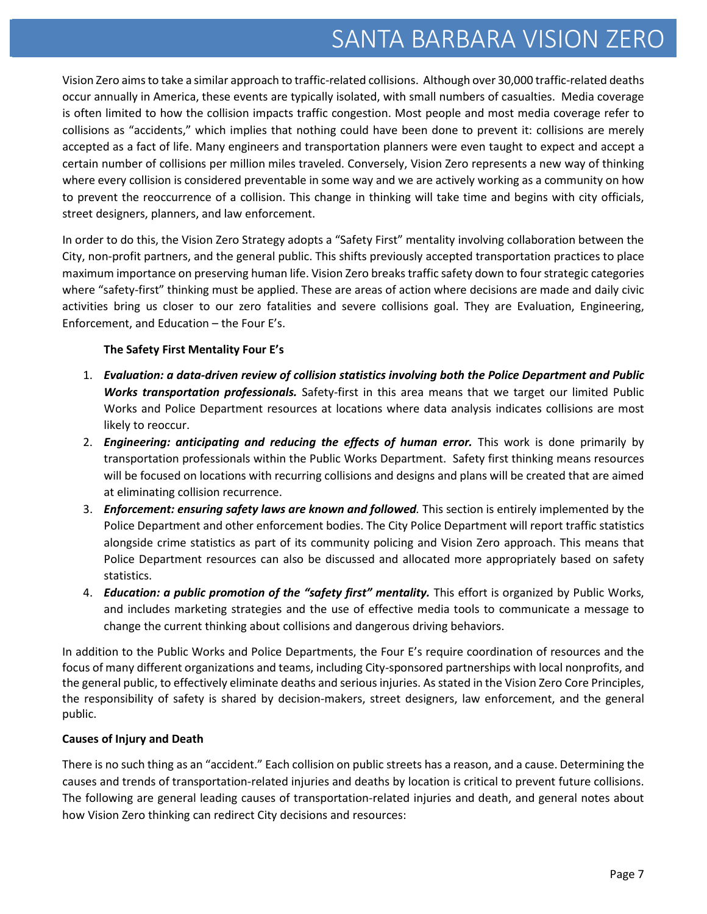Vision Zero aims to take a similar approach to traffic-related collisions. Although over 30,000 traffic-related deaths occur annually in America, these events are typically isolated, with small numbers of casualties. Media coverage is often limited to how the collision impacts traffic congestion. Most people and most media coverage refer to collisions as "accidents," which implies that nothing could have been done to prevent it: collisions are merely accepted as a fact of life. Many engineers and transportation planners were even taught to expect and accept a certain number of collisions per million miles traveled. Conversely, Vision Zero represents a new way of thinking where every collision is considered preventable in some way and we are actively working as a community on how to prevent the reoccurrence of a collision. This change in thinking will take time and begins with city officials, street designers, planners, and law enforcement.

In order to do this, the Vision Zero Strategy adopts a "Safety First" mentality involving collaboration between the City, non-profit partners, and the general public. This shifts previously accepted transportation practices to place maximum importance on preserving human life. Vision Zero breaks traffic safety down to four strategic categories where "safety-first" thinking must be applied. These are areas of action where decisions are made and daily civic activities bring us closer to our zero fatalities and severe collisions goal. They are Evaluation, Engineering, Enforcement, and Education – the Four E's.

**The Safety First Mentality Four E's**

1. ***Evaluation: a data-driven review of collision statistics involving both the Police Department and Public Works transportation professionals.*** Safety-first in this area means that we target our limited Public Works and Police Department resources at locations where data analysis indicates collisions are most likely to reoccur.
2. ***Engineering: anticipating and reducing the effects of human error.*** This work is done primarily by transportation professionals within the Public Works Department. Safety first thinking means resources will be focused on locations with recurring collisions and designs and plans will be created that are aimed at eliminating collision recurrence.
3. ***Enforcement: ensuring safety laws are known and followed.*** This section is entirely implemented by the Police Department and other enforcement bodies. The City Police Department will report traffic statistics alongside crime statistics as part of its community policing and Vision Zero approach. This means that Police Department resources can also be discussed and allocated more appropriately based on safety statistics.
4. ***Education: a public promotion of the "safety first" mentality.*** This effort is organized by Public Works, and includes marketing strategies and the use of effective media tools to communicate a message to change the current thinking about collisions and dangerous driving behaviors.

In addition to the Public Works and Police Departments, the Four E's require coordination of resources and the focus of many different organizations and teams, including City-sponsored partnerships with local nonprofits, and the general public, to effectively eliminate deaths and serious injuries. As stated in the Vision Zero Core Principles, the responsibility of safety is shared by decision-makers, street designers, law enforcement, and the general public.

**Causes of Injury and Death**

There is no such thing as an "accident." Each collision on public streets has a reason, and a cause. Determining the causes and trends of transportation-related injuries and deaths by location is critical to prevent future collisions. The following are general leading causes of transportation-related injuries and death, and general notes about how Vision Zero thinking can redirect City decisions and resources: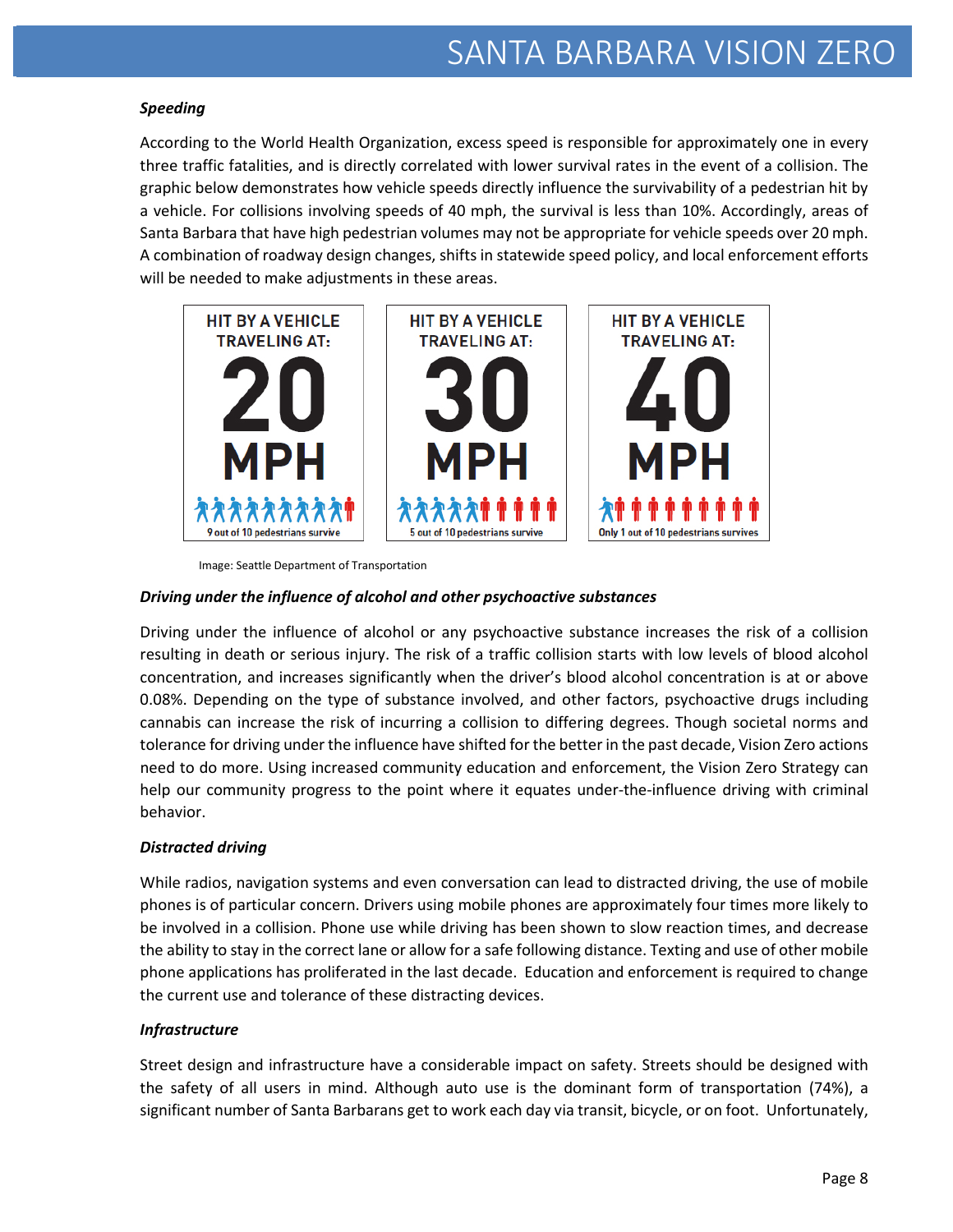### *Speeding*

According to the World Health Organization, excess speed is responsible for approximately one in every three traffic fatalities, and is directly correlated with lower survival rates in the event of a collision. The graphic below demonstrates how vehicle speeds directly influence the survivability of a pedestrian hit by a vehicle. For collisions involving speeds of 40 mph, the survival is less than 10%. Accordingly, areas of Santa Barbara that have high pedestrian volumes may not be appropriate for vehicle speeds over 20 mph. A combination of roadway design changes, shifts in statewide speed policy, and local enforcement efforts will be needed to make adjustments in these areas.

HIT BY A VEHICLE TRAVELING AT: 20 MPH — 9 out of 10 pedestrians survive

HIT BY A VEHICLE TRAVELING AT: 30 MPH — 5 out of 10 pedestrians survive

HIT BY A VEHICLE TRAVELING AT: 40 MPH — Only 1 out of 10 pedestrians survives

Image: Seattle Department of Transportation

### *Driving under the influence of alcohol and other psychoactive substances*

Driving under the influence of alcohol or any psychoactive substance increases the risk of a collision resulting in death or serious injury. The risk of a traffic collision starts with low levels of blood alcohol concentration, and increases significantly when the driver's blood alcohol concentration is at or above 0.08%. Depending on the type of substance involved, and other factors, psychoactive drugs including cannabis can increase the risk of incurring a collision to differing degrees. Though societal norms and tolerance for driving under the influence have shifted for the better in the past decade, Vision Zero actions need to do more. Using increased community education and enforcement, the Vision Zero Strategy can help our community progress to the point where it equates under-the-influence driving with criminal behavior.

### *Distracted driving*

While radios, navigation systems and even conversation can lead to distracted driving, the use of mobile phones is of particular concern. Drivers using mobile phones are approximately four times more likely to be involved in a collision. Phone use while driving has been shown to slow reaction times, and decrease the ability to stay in the correct lane or allow for a safe following distance. Texting and use of other mobile phone applications has proliferated in the last decade. Education and enforcement is required to change the current use and tolerance of these distracting devices.

### *Infrastructure*

Street design and infrastructure have a considerable impact on safety. Streets should be designed with the safety of all users in mind. Although auto use is the dominant form of transportation (74%), a significant number of Santa Barbarans get to work each day via transit, bicycle, or on foot. Unfortunately,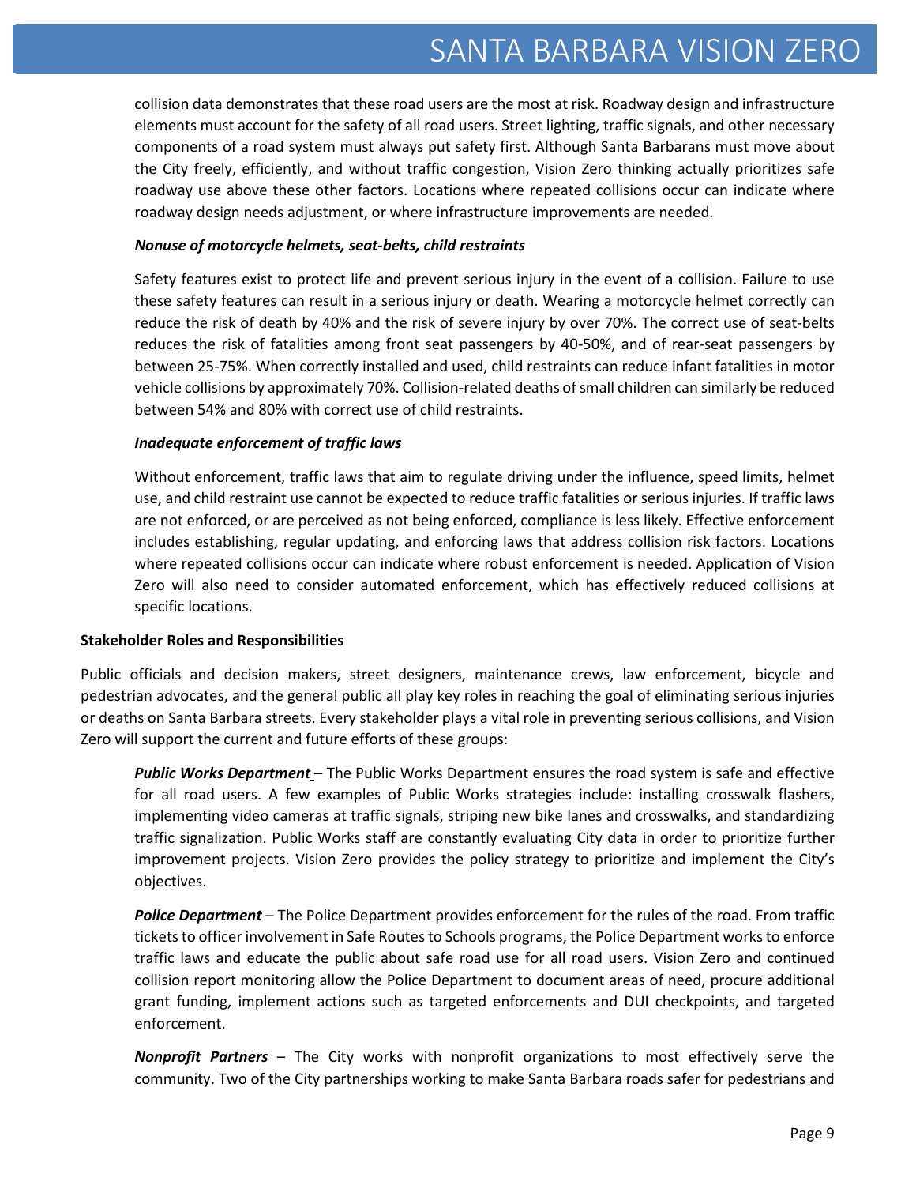collision data demonstrates that these road users are the most at risk. Roadway design and infrastructure elements must account for the safety of all road users. Street lighting, traffic signals, and other necessary components of a road system must always put safety first. Although Santa Barbarans must move about the City freely, efficiently, and without traffic congestion, Vision Zero thinking actually prioritizes safe roadway use above these other factors. Locations where repeated collisions occur can indicate where roadway design needs adjustment, or where infrastructure improvements are needed.

***Nonuse of motorcycle helmets, seat-belts, child restraints***

Safety features exist to protect life and prevent serious injury in the event of a collision. Failure to use these safety features can result in a serious injury or death. Wearing a motorcycle helmet correctly can reduce the risk of death by 40% and the risk of severe injury by over 70%. The correct use of seat-belts reduces the risk of fatalities among front seat passengers by 40-50%, and of rear-seat passengers by between 25-75%. When correctly installed and used, child restraints can reduce infant fatalities in motor vehicle collisions by approximately 70%. Collision-related deaths of small children can similarly be reduced between 54% and 80% with correct use of child restraints.

***Inadequate enforcement of traffic laws***

Without enforcement, traffic laws that aim to regulate driving under the influence, speed limits, helmet use, and child restraint use cannot be expected to reduce traffic fatalities or serious injuries. If traffic laws are not enforced, or are perceived as not being enforced, compliance is less likely. Effective enforcement includes establishing, regular updating, and enforcing laws that address collision risk factors. Locations where repeated collisions occur can indicate where robust enforcement is needed. Application of Vision Zero will also need to consider automated enforcement, which has effectively reduced collisions at specific locations.

**Stakeholder Roles and Responsibilities**

Public officials and decision makers, street designers, maintenance crews, law enforcement, bicycle and pedestrian advocates, and the general public all play key roles in reaching the goal of eliminating serious injuries or deaths on Santa Barbara streets. Every stakeholder plays a vital role in preventing serious collisions, and Vision Zero will support the current and future efforts of these groups:

***Public Works Department*** – The Public Works Department ensures the road system is safe and effective for all road users. A few examples of Public Works strategies include: installing crosswalk flashers, implementing video cameras at traffic signals, striping new bike lanes and crosswalks, and standardizing traffic signalization. Public Works staff are constantly evaluating City data in order to prioritize further improvement projects. Vision Zero provides the policy strategy to prioritize and implement the City's objectives.

***Police Department*** – The Police Department provides enforcement for the rules of the road. From traffic tickets to officer involvement in Safe Routes to Schools programs, the Police Department works to enforce traffic laws and educate the public about safe road use for all road users. Vision Zero and continued collision report monitoring allow the Police Department to document areas of need, procure additional grant funding, implement actions such as targeted enforcements and DUI checkpoints, and targeted enforcement.

***Nonprofit Partners*** – The City works with nonprofit organizations to most effectively serve the community. Two of the City partnerships working to make Santa Barbara roads safer for pedestrians and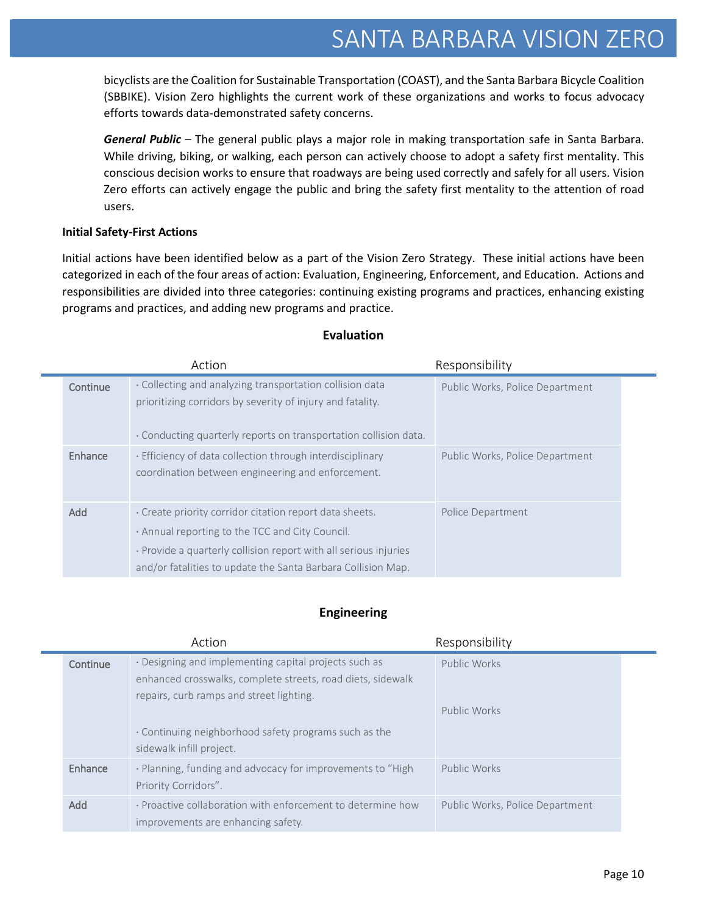bicyclists are the Coalition for Sustainable Transportation (COAST), and the Santa Barbara Bicycle Coalition (SBBIKE). Vision Zero highlights the current work of these organizations and works to focus advocacy efforts towards data-demonstrated safety concerns.

***General Public*** – The general public plays a major role in making transportation safe in Santa Barbara. While driving, biking, or walking, each person can actively choose to adopt a safety first mentality. This conscious decision works to ensure that roadways are being used correctly and safely for all users. Vision Zero efforts can actively engage the public and bring the safety first mentality to the attention of road users.

**Initial Safety-First Actions**

Initial actions have been identified below as a part of the Vision Zero Strategy. These initial actions have been categorized in each of the four areas of action: Evaluation, Engineering, Enforcement, and Education. Actions and responsibilities are divided into three categories: continuing existing programs and practices, enhancing existing programs and practices, and adding new programs and practice.

**Evaluation**

| | Action | Responsibility |
|---|---|---|
| Continue | · Collecting and analyzing transportation collision data prioritizing corridors by severity of injury and fatality.<br><br>· Conducting quarterly reports on transportation collision data. | Public Works, Police Department |
| Enhance | · Efficiency of data collection through interdisciplinary coordination between engineering and enforcement. | Public Works, Police Department |
| Add | · Create priority corridor citation report data sheets.<br>· Annual reporting to the TCC and City Council.<br>· Provide a quarterly collision report with all serious injuries and/or fatalities to update the Santa Barbara Collision Map. | Police Department |

**Engineering**

| | Action | Responsibility |
|---|---|---|
| Continue | · Designing and implementing capital projects such as enhanced crosswalks, complete streets, road diets, sidewalk repairs, curb ramps and street lighting.<br><br>· Continuing neighborhood safety programs such as the sidewalk infill project. | Public Works<br><br>Public Works |
| Enhance | · Planning, funding and advocacy for improvements to "High Priority Corridors". | Public Works |
| Add | · Proactive collaboration with enforcement to determine how improvements are enhancing safety. | Public Works, Police Department |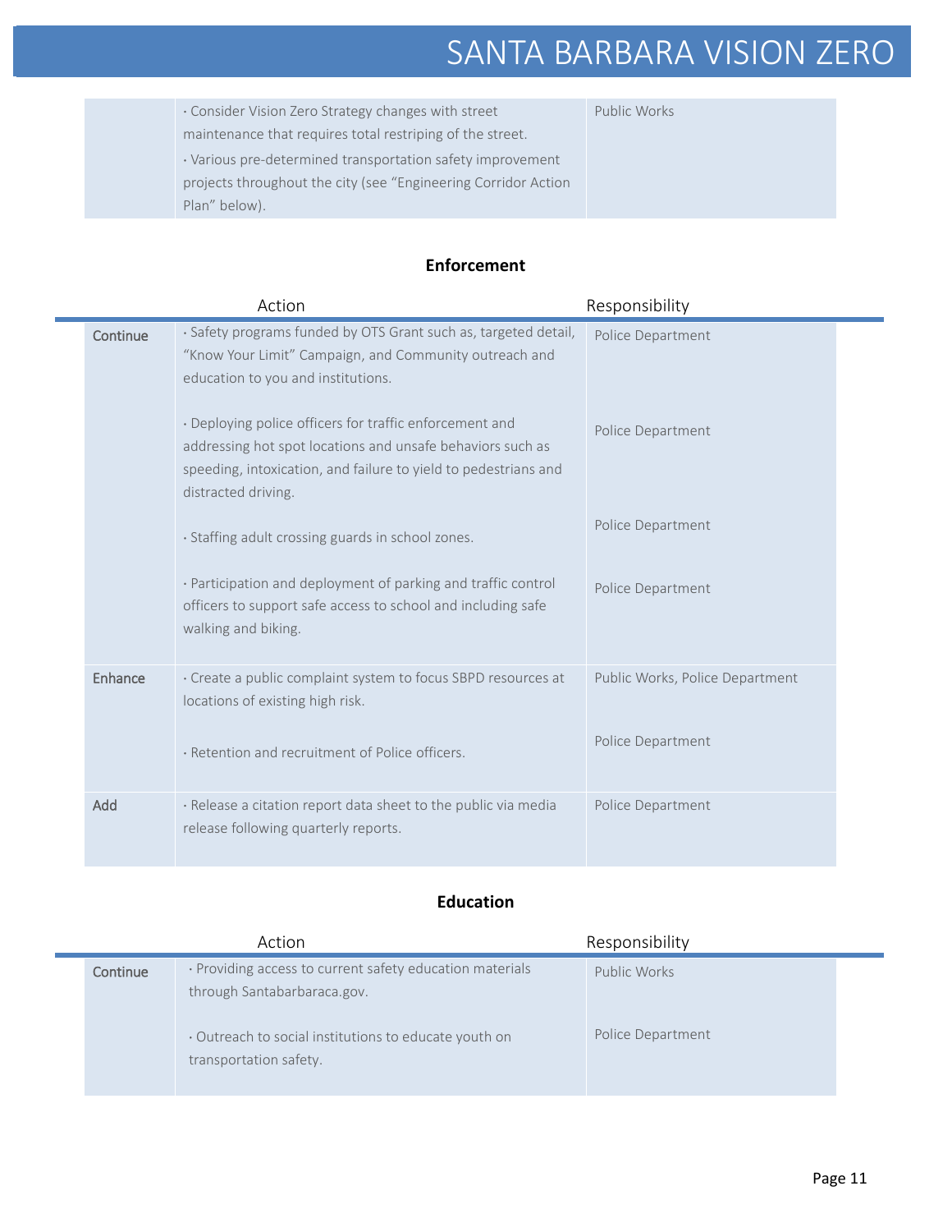| | Action | Responsibility |
|---|---|---|
| | · Consider Vision Zero Strategy changes with street maintenance that requires total restriping of the street.<br>· Various pre-determined transportation safety improvement projects throughout the city (see "Engineering Corridor Action Plan" below). | Public Works |

**Enforcement**

| | Action | Responsibility |
|---|---|---|
| Continue | · Safety programs funded by OTS Grant such as, targeted detail, "Know Your Limit" Campaign, and Community outreach and education to you and institutions. | Police Department |
| | · Deploying police officers for traffic enforcement and addressing hot spot locations and unsafe behaviors such as speeding, intoxication, and failure to yield to pedestrians and distracted driving. | Police Department |
| | · Staffing adult crossing guards in school zones. | Police Department |
| | · Participation and deployment of parking and traffic control officers to support safe access to school and including safe walking and biking. | Police Department |
| Enhance | · Create a public complaint system to focus SBPD resources at locations of existing high risk. | Public Works, Police Department |
| | · Retention and recruitment of Police officers. | Police Department |
| Add | · Release a citation report data sheet to the public via media release following quarterly reports. | Police Department |

**Education**

| | Action | Responsibility |
|---|---|---|
| Continue | · Providing access to current safety education materials through Santabarbaraca.gov. | Public Works |
| | · Outreach to social institutions to educate youth on transportation safety. | Police Department |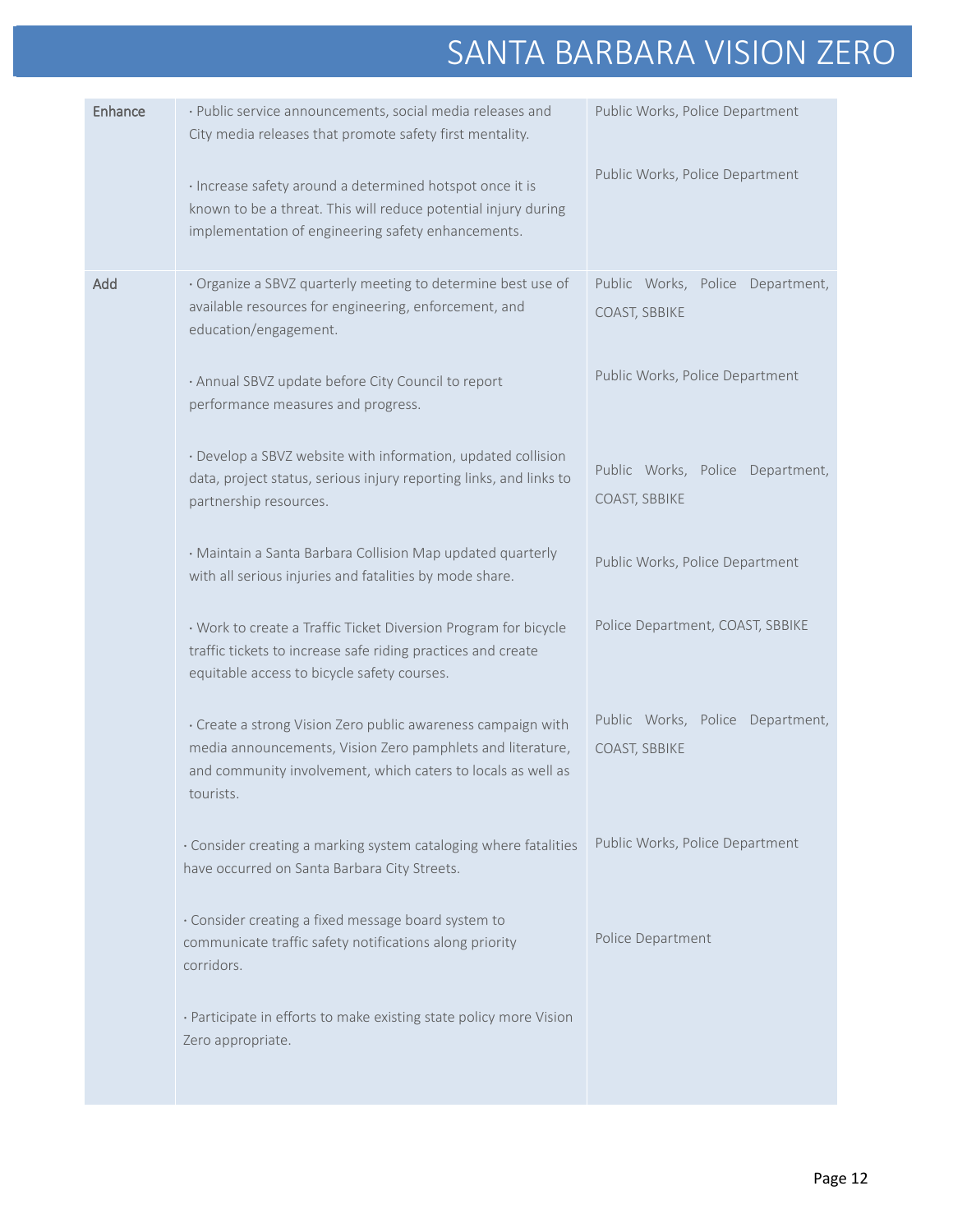| | | |
|---|---|---|
| Enhance | · Public service announcements, social media releases and City media releases that promote safety first mentality. | Public Works, Police Department |
| | · Increase safety around a determined hotspot once it is known to be a threat. This will reduce potential injury during implementation of engineering safety enhancements. | Public Works, Police Department |
| Add | · Organize a SBVZ quarterly meeting to determine best use of available resources for engineering, enforcement, and education/engagement. | Public Works, Police Department, COAST, SBBIKE |
| | · Annual SBVZ update before City Council to report performance measures and progress. | Public Works, Police Department |
| | · Develop a SBVZ website with information, updated collision data, project status, serious injury reporting links, and links to partnership resources. | Public Works, Police Department, COAST, SBBIKE |
| | · Maintain a Santa Barbara Collision Map updated quarterly with all serious injuries and fatalities by mode share. | Public Works, Police Department |
| | · Work to create a Traffic Ticket Diversion Program for bicycle traffic tickets to increase safe riding practices and create equitable access to bicycle safety courses. | Police Department, COAST, SBBIKE |
| | · Create a strong Vision Zero public awareness campaign with media announcements, Vision Zero pamphlets and literature, and community involvement, which caters to locals as well as tourists. | Public Works, Police Department, COAST, SBBIKE |
| | · Consider creating a marking system cataloging where fatalities have occurred on Santa Barbara City Streets. | Public Works, Police Department |
| | · Consider creating a fixed message board system to communicate traffic safety notifications along priority corridors. | Police Department |
| | · Participate in efforts to make existing state policy more Vision Zero appropriate. | |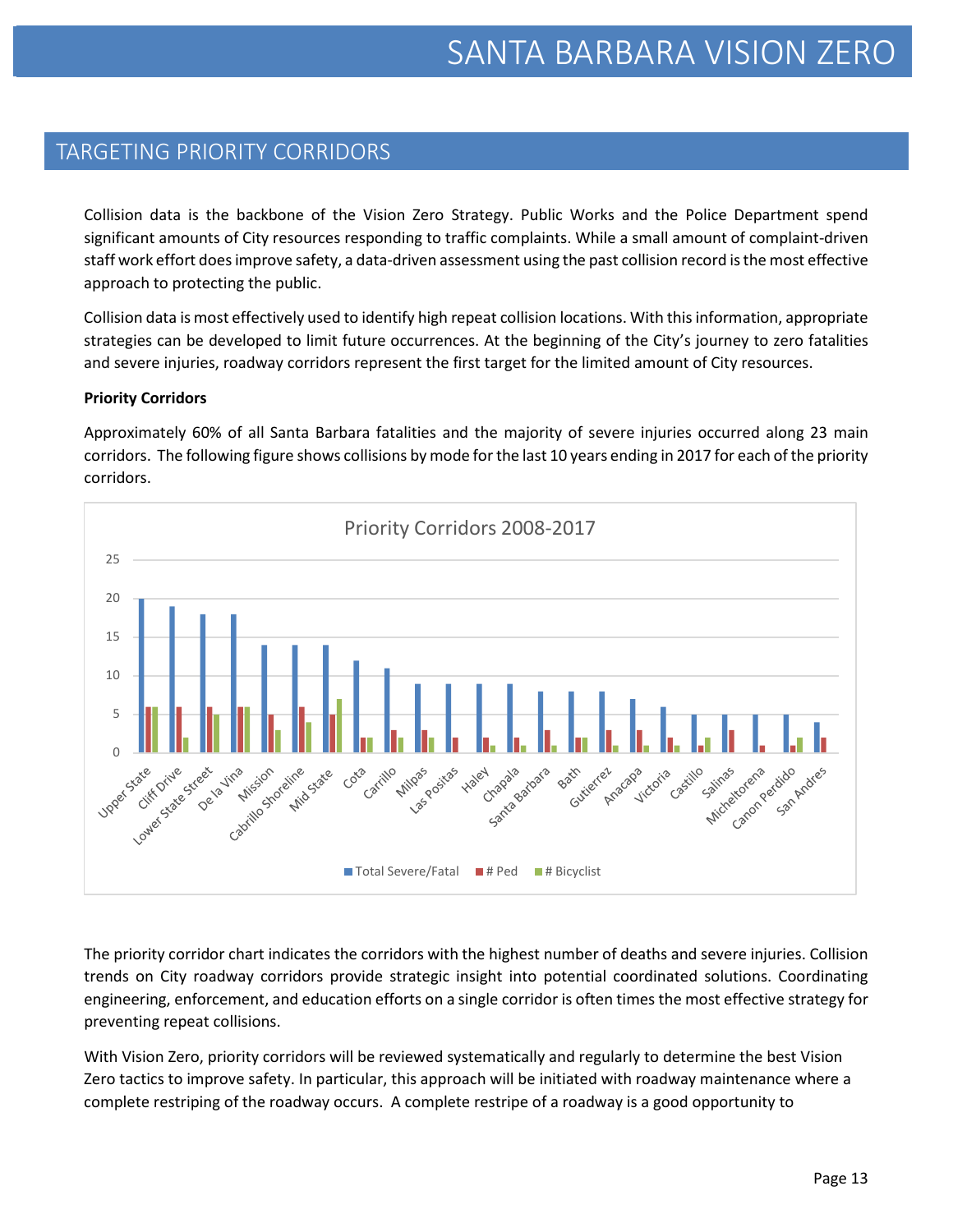## TARGETING PRIORITY CORRIDORS

Collision data is the backbone of the Vision Zero Strategy. Public Works and the Police Department spend significant amounts of City resources responding to traffic complaints. While a small amount of complaint-driven staff work effort does improve safety, a data-driven assessment using the past collision record is the most effective approach to protecting the public.

Collision data is most effectively used to identify high repeat collision locations. With this information, appropriate strategies can be developed to limit future occurrences. At the beginning of the City's journey to zero fatalities and severe injuries, roadway corridors represent the first target for the limited amount of City resources.

**Priority Corridors**

Approximately 60% of all Santa Barbara fatalities and the majority of severe injuries occurred along 23 main corridors. The following figure shows collisions by mode for the last 10 years ending in 2017 for each of the priority corridors.

**Priority Corridors 2008-2017**

| Corridor | Total Severe/Fatal | # Ped | # Bicyclist |
|---|---|---|---|
| Upper State | 20 | 6 | 6 |
| Cliff Drive | 19 | 6 | 2 |
| Lower State Street | 18 | 6 | 5 |
| De la Vina | 18 | 6 | 6 |
| Mission | 14 | 5 | 3 |
| Cabrillo Shoreline | 14 | 6 | 4 |
| Mid State | 14 | 5 | 7 |
| Cota | 12 | 2 | 2 |
| Carrillo | 11 | 3 | 2 |
| Milpas | 9 | 3 | 2 |
| Las Positas | 9 | 2 | |
| Haley | 9 | 2 | 1 |
| Chapala | 9 | 2 | 1 |
| Santa Barbara | 8 | 3 | 1 |
| Bath | 8 | 2 | 2 |
| Gutierrez | 8 | 3 | 1 |
| Anacapa | 7 | 3 | 1 |
| Victoria | 6 | 2 | 1 |
| Castillo | 5 | 1 | 2 |
| Salinas | 5 | 3 | |
| Micheltorena | 5 | 1 | |
| Canon Perdido | 5 | 1 | 2 |
| San Andres | 4 | 2 | |

The priority corridor chart indicates the corridors with the highest number of deaths and severe injuries. Collision trends on City roadway corridors provide strategic insight into potential coordinated solutions. Coordinating engineering, enforcement, and education efforts on a single corridor is often times the most effective strategy for preventing repeat collisions.

With Vision Zero, priority corridors will be reviewed systematically and regularly to determine the best Vision Zero tactics to improve safety. In particular, this approach will be initiated with roadway maintenance where a complete restriping of the roadway occurs. A complete restripe of a roadway is a good opportunity to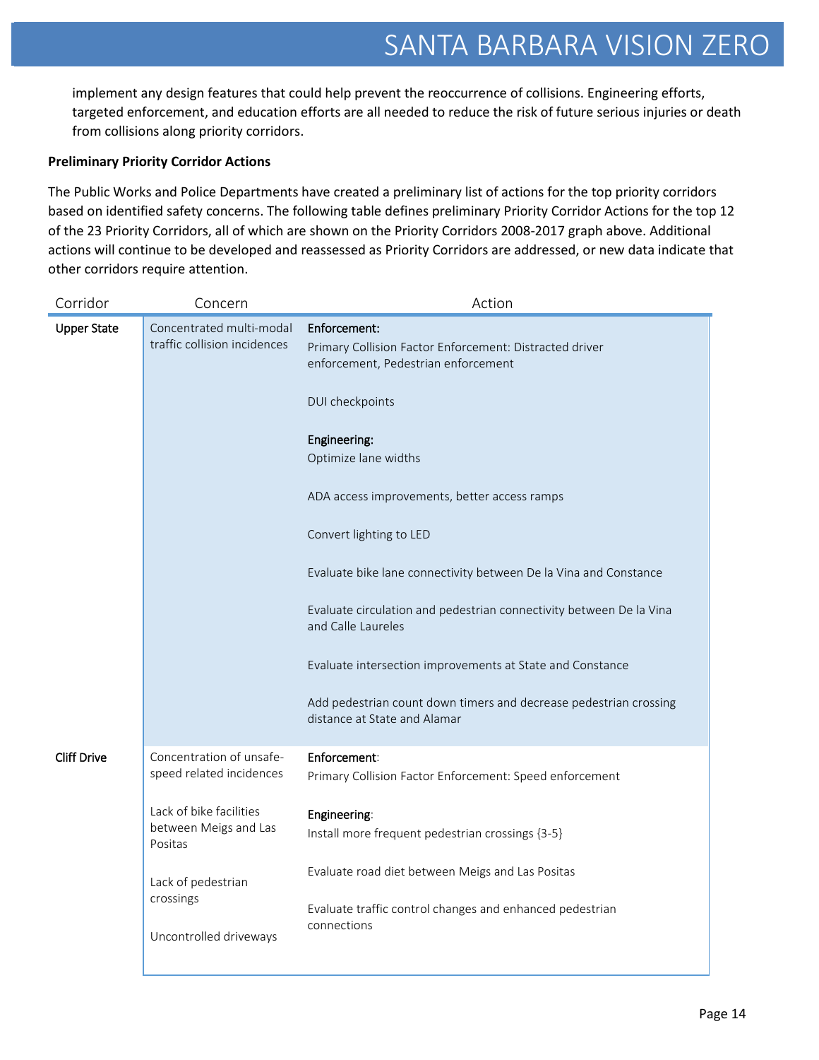implement any design features that could help prevent the reoccurrence of collisions. Engineering efforts, targeted enforcement, and education efforts are all needed to reduce the risk of future serious injuries or death from collisions along priority corridors.

**Preliminary Priority Corridor Actions**

The Public Works and Police Departments have created a preliminary list of actions for the top priority corridors based on identified safety concerns. The following table defines preliminary Priority Corridor Actions for the top 12 of the 23 Priority Corridors, all of which are shown on the Priority Corridors 2008-2017 graph above. Additional actions will continue to be developed and reassessed as Priority Corridors are addressed, or new data indicate that other corridors require attention.

| Corridor | Concern | Action |
|---|---|---|
| **Upper State** | Concentrated multi-modal traffic collision incidences | **Enforcement:**<br>Primary Collision Factor Enforcement: Distracted driver enforcement, Pedestrian enforcement<br><br>DUI checkpoints<br><br>**Engineering:**<br>Optimize lane widths<br><br>ADA access improvements, better access ramps<br><br>Convert lighting to LED<br><br>Evaluate bike lane connectivity between De la Vina and Constance<br><br>Evaluate circulation and pedestrian connectivity between De la Vina and Calle Laureles<br><br>Evaluate intersection improvements at State and Constance<br><br>Add pedestrian count down timers and decrease pedestrian crossing distance at State and Alamar |
| **Cliff Drive** | Concentration of unsafe-speed related incidences<br><br>Lack of bike facilities between Meigs and Las Positas<br><br>Lack of pedestrian crossings<br><br>Uncontrolled driveways | **Enforcement**:<br>Primary Collision Factor Enforcement: Speed enforcement<br><br>**Engineering**:<br>Install more frequent pedestrian crossings {3-5}<br><br>Evaluate road diet between Meigs and Las Positas<br><br>Evaluate traffic control changes and enhanced pedestrian connections |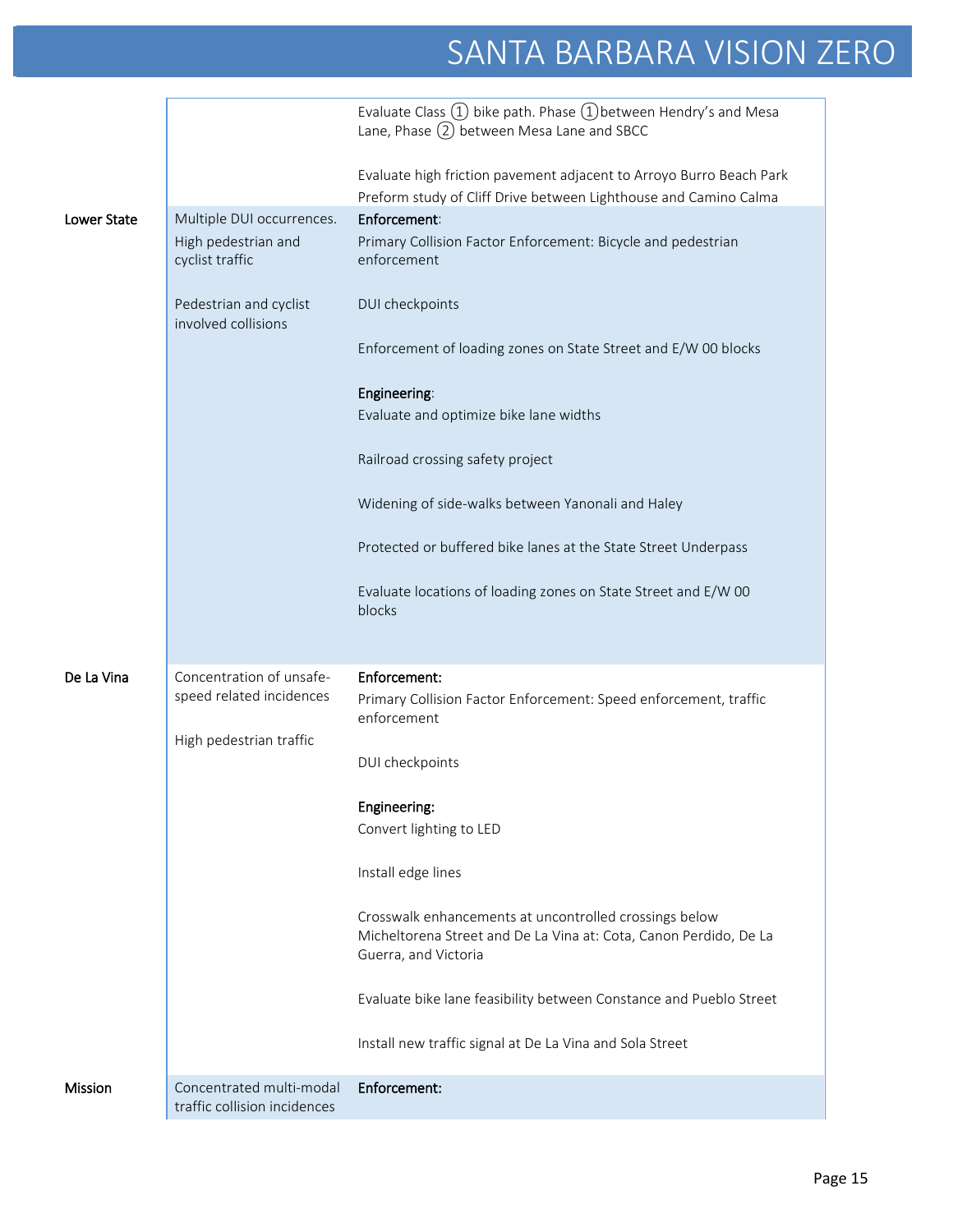| | | |
|---|---|---|
| | | Evaluate Class ① bike path. Phase ① between Hendry's and Mesa Lane, Phase ② between Mesa Lane and SBCC<br><br>Evaluate high friction pavement adjacent to Arroyo Burro Beach Park<br>Preform study of Cliff Drive between Lighthouse and Camino Calma |
| **Lower State** | Multiple DUI occurrences.<br>High pedestrian and cyclist traffic<br><br>Pedestrian and cyclist involved collisions | **Enforcement**:<br>Primary Collision Factor Enforcement: Bicycle and pedestrian enforcement<br><br>DUI checkpoints<br><br>Enforcement of loading zones on State Street and E/W 00 blocks<br><br>**Engineering**:<br>Evaluate and optimize bike lane widths<br><br>Railroad crossing safety project<br><br>Widening of side-walks between Yanonali and Haley<br><br>Protected or buffered bike lanes at the State Street Underpass<br><br>Evaluate locations of loading zones on State Street and E/W 00 blocks |
| **De La Vina** | Concentration of unsafe-speed related incidences<br><br>High pedestrian traffic | **Enforcement:**<br>Primary Collision Factor Enforcement: Speed enforcement, traffic enforcement<br><br>DUI checkpoints<br><br>**Engineering:**<br>Convert lighting to LED<br><br>Install edge lines<br><br>Crosswalk enhancements at uncontrolled crossings below Micheltorena Street and De La Vina at: Cota, Canon Perdido, De La Guerra, and Victoria<br><br>Evaluate bike lane feasibility between Constance and Pueblo Street<br><br>Install new traffic signal at De La Vina and Sola Street |
| **Mission** | Concentrated multi-modal traffic collision incidences | **Enforcement:** |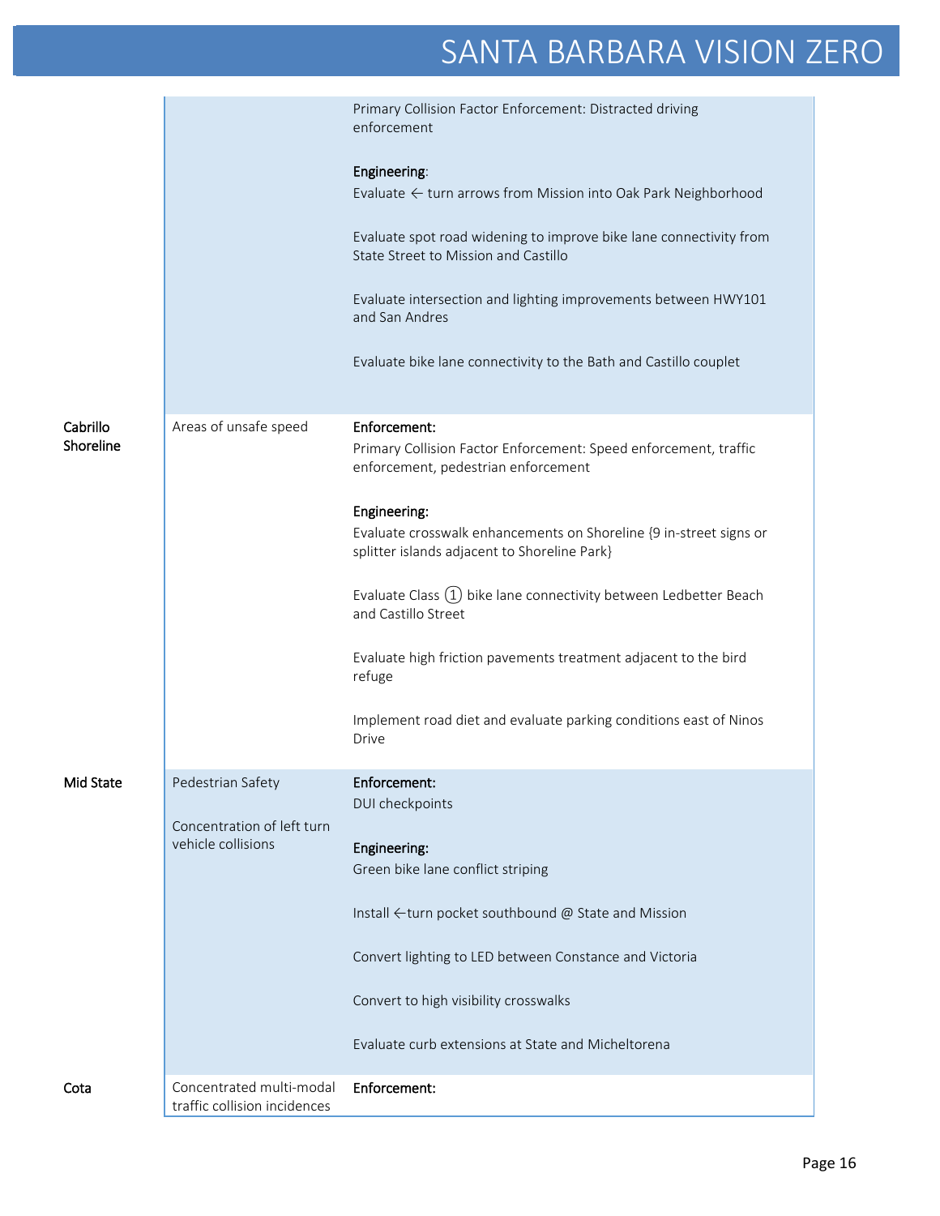| | | |
|---|---|---|
| | | Primary Collision Factor Enforcement: Distracted driving enforcement<br><br>**Engineering**:<br>Evaluate ← turn arrows from Mission into Oak Park Neighborhood<br><br>Evaluate spot road widening to improve bike lane connectivity from State Street to Mission and Castillo<br><br>Evaluate intersection and lighting improvements between HWY101 and San Andres<br><br>Evaluate bike lane connectivity to the Bath and Castillo couplet |
| **Cabrillo Shoreline** | Areas of unsafe speed | **Enforcement:**<br>Primary Collision Factor Enforcement: Speed enforcement, traffic enforcement, pedestrian enforcement<br><br>**Engineering:**<br>Evaluate crosswalk enhancements on Shoreline {9 in-street signs or splitter islands adjacent to Shoreline Park}<br><br>Evaluate Class ① bike lane connectivity between Ledbetter Beach and Castillo Street<br><br>Evaluate high friction pavements treatment adjacent to the bird refuge<br><br>Implement road diet and evaluate parking conditions east of Ninos Drive |
| **Mid State** | Pedestrian Safety<br><br>Concentration of left turn vehicle collisions | **Enforcement:**<br>DUI checkpoints<br><br>**Engineering:**<br>Green bike lane conflict striping<br><br>Install ←turn pocket southbound @ State and Mission<br><br>Convert lighting to LED between Constance and Victoria<br><br>Convert to high visibility crosswalks<br><br>Evaluate curb extensions at State and Micheltorena |
| **Cota** | Concentrated multi-modal traffic collision incidences | **Enforcement:** |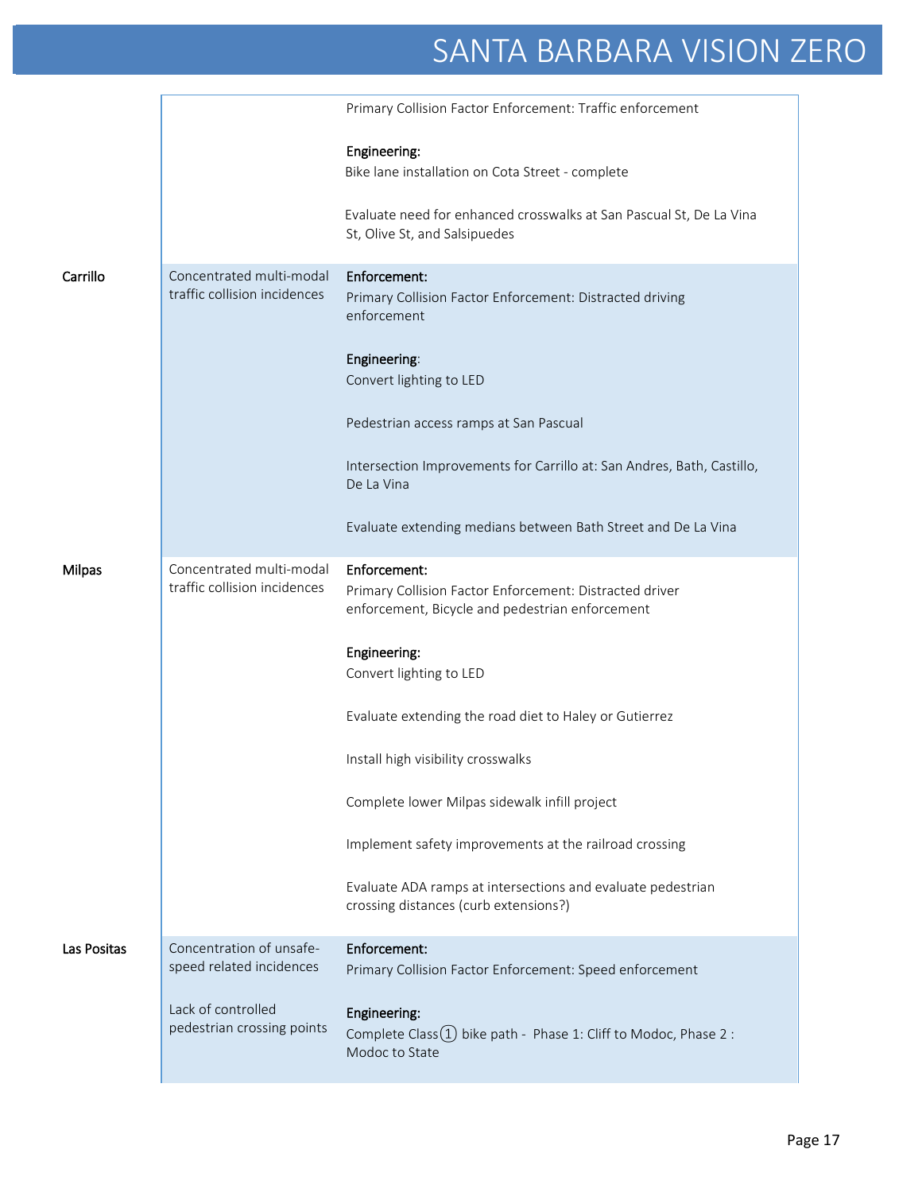| | | |
|---|---|---|
| | | Primary Collision Factor Enforcement: Traffic enforcement<br><br>**Engineering:**<br>Bike lane installation on Cota Street - complete<br><br>Evaluate need for enhanced crosswalks at San Pascual St, De La Vina St, Olive St, and Salsipuedes |
| **Carrillo** | Concentrated multi-modal traffic collision incidences | **Enforcement:**<br>Primary Collision Factor Enforcement: Distracted driving enforcement<br><br>**Engineering**:<br>Convert lighting to LED<br><br>Pedestrian access ramps at San Pascual<br><br>Intersection Improvements for Carrillo at: San Andres, Bath, Castillo, De La Vina<br><br>Evaluate extending medians between Bath Street and De La Vina |
| **Milpas** | Concentrated multi-modal traffic collision incidences | **Enforcement:**<br>Primary Collision Factor Enforcement: Distracted driver enforcement, Bicycle and pedestrian enforcement<br><br>**Engineering:**<br>Convert lighting to LED<br><br>Evaluate extending the road diet to Haley or Gutierrez<br><br>Install high visibility crosswalks<br><br>Complete lower Milpas sidewalk infill project<br><br>Implement safety improvements at the railroad crossing<br><br>Evaluate ADA ramps at intersections and evaluate pedestrian crossing distances (curb extensions?) |
| **Las Positas** | Concentration of unsafe-speed related incidences<br><br>Lack of controlled pedestrian crossing points | **Enforcement:**<br>Primary Collision Factor Enforcement: Speed enforcement<br><br>**Engineering:**<br>Complete Class① bike path - Phase 1: Cliff to Modoc, Phase 2 : Modoc to State |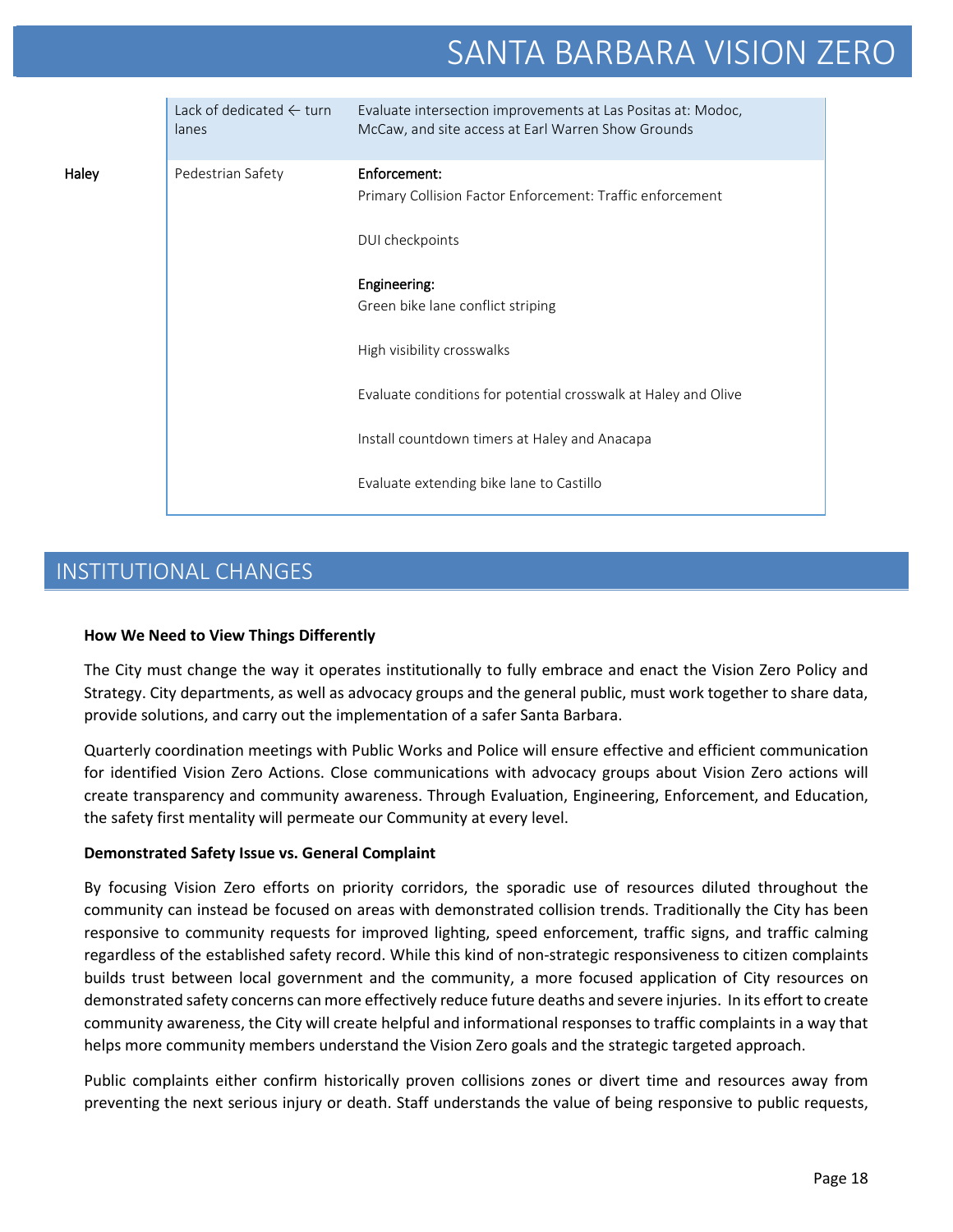| | | |
|---|---|---|
| | Lack of dedicated ← turn lanes | Evaluate intersection improvements at Las Positas at: Modoc, McCaw, and site access at Earl Warren Show Grounds |
| Haley | Pedestrian Safety | **Enforcement:**<br>Primary Collision Factor Enforcement: Traffic enforcement<br><br>DUI checkpoints<br><br>**Engineering:**<br>Green bike lane conflict striping<br><br>High visibility crosswalks<br><br>Evaluate conditions for potential crosswalk at Haley and Olive<br><br>Install countdown timers at Haley and Anacapa<br><br>Evaluate extending bike lane to Castillo |

## INSTITUTIONAL CHANGES

**How We Need to View Things Differently**

The City must change the way it operates institutionally to fully embrace and enact the Vision Zero Policy and Strategy. City departments, as well as advocacy groups and the general public, must work together to share data, provide solutions, and carry out the implementation of a safer Santa Barbara.

Quarterly coordination meetings with Public Works and Police will ensure effective and efficient communication for identified Vision Zero Actions. Close communications with advocacy groups about Vision Zero actions will create transparency and community awareness. Through Evaluation, Engineering, Enforcement, and Education, the safety first mentality will permeate our Community at every level.

**Demonstrated Safety Issue vs. General Complaint**

By focusing Vision Zero efforts on priority corridors, the sporadic use of resources diluted throughout the community can instead be focused on areas with demonstrated collision trends. Traditionally the City has been responsive to community requests for improved lighting, speed enforcement, traffic signs, and traffic calming regardless of the established safety record. While this kind of non-strategic responsiveness to citizen complaints builds trust between local government and the community, a more focused application of City resources on demonstrated safety concerns can more effectively reduce future deaths and severe injuries. In its effort to create community awareness, the City will create helpful and informational responses to traffic complaints in a way that helps more community members understand the Vision Zero goals and the strategic targeted approach.

Public complaints either confirm historically proven collisions zones or divert time and resources away from preventing the next serious injury or death. Staff understands the value of being responsive to public requests,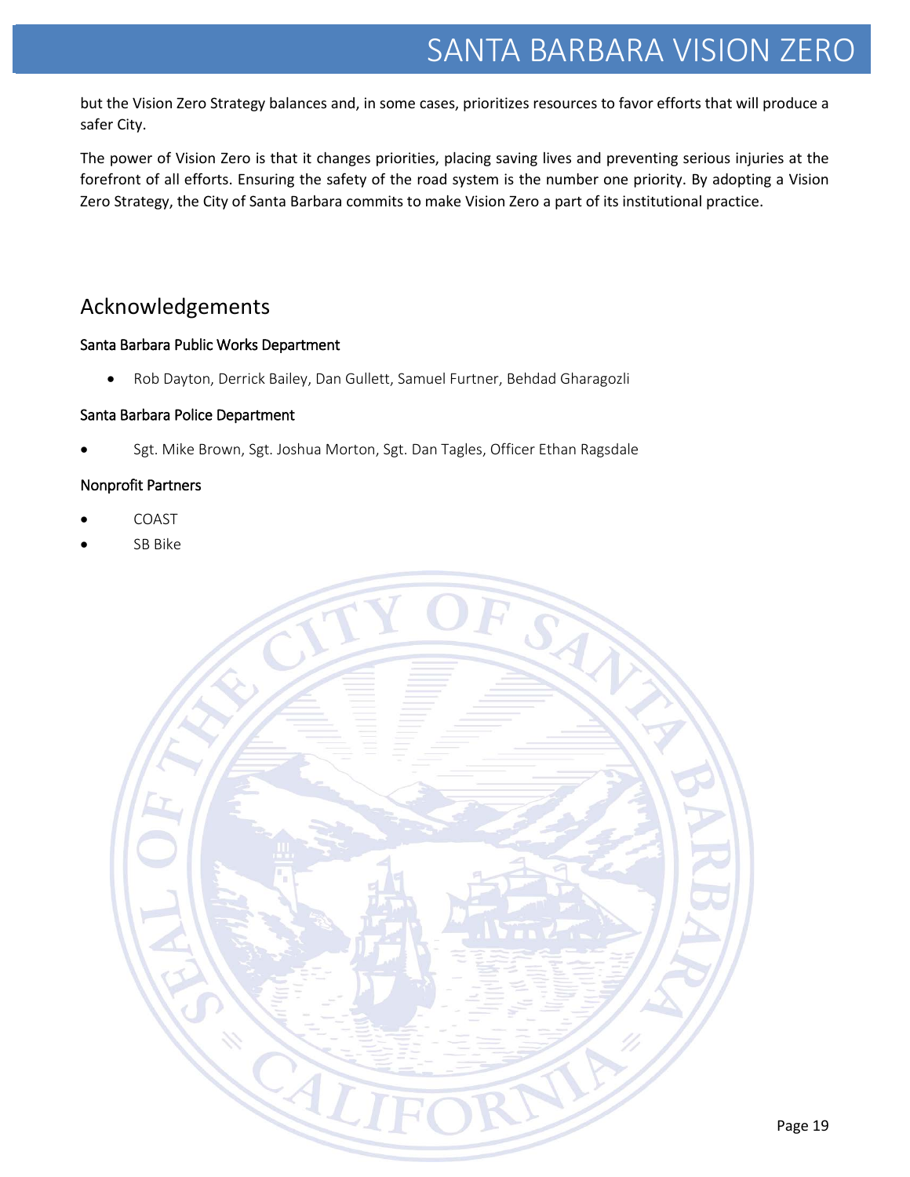but the Vision Zero Strategy balances and, in some cases, prioritizes resources to favor efforts that will produce a safer City.

The power of Vision Zero is that it changes priorities, placing saving lives and preventing serious injuries at the forefront of all efforts. Ensuring the safety of the road system is the number one priority. By adopting a Vision Zero Strategy, the City of Santa Barbara commits to make Vision Zero a part of its institutional practice.

## Acknowledgements

### Santa Barbara Public Works Department

- Rob Dayton, Derrick Bailey, Dan Gullett, Samuel Furtner, Behdad Gharagozli

### Santa Barbara Police Department

- Sgt. Mike Brown, Sgt. Joshua Morton, Sgt. Dan Tagles, Officer Ethan Ragsdale

### Nonprofit Partners

- COAST
- SB Bike